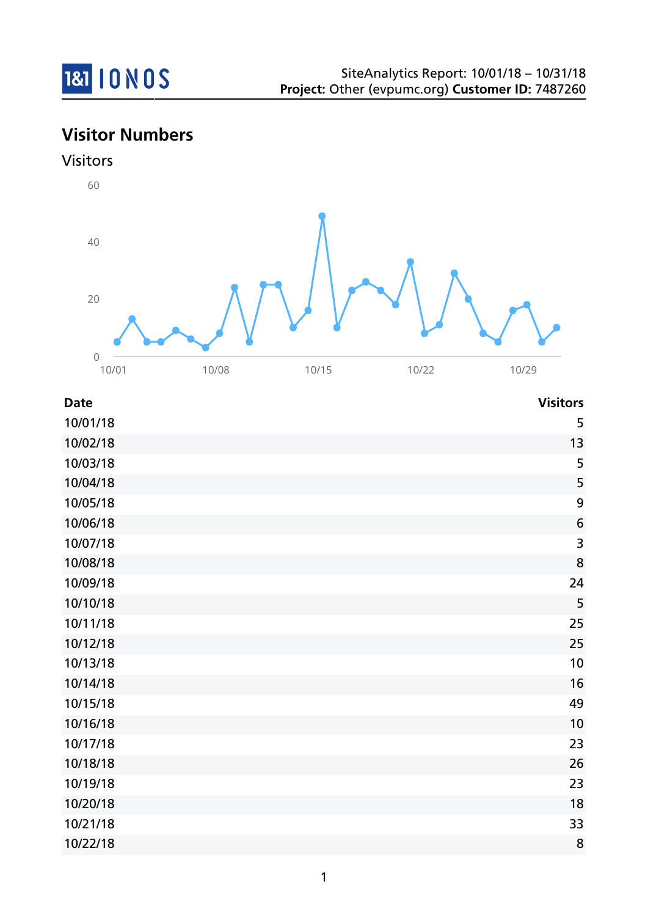SiteAnalytics Report: 10/01/18 – 10/31/18
**Project:** Other (evpumc.org) **Customer ID:** 7487260

## Visitor Numbers

### Visitors

| Date | Visitors |
|---|---|
| 10/01/18 | 5 |
| 10/02/18 | 13 |
| 10/03/18 | 5 |
| 10/04/18 | 5 |
| 10/05/18 | 9 |
| 10/06/18 | 6 |
| 10/07/18 | 3 |
| 10/08/18 | 8 |
| 10/09/18 | 24 |
| 10/10/18 | 5 |
| 10/11/18 | 25 |
| 10/12/18 | 25 |
| 10/13/18 | 10 |
| 10/14/18 | 16 |
| 10/15/18 | 49 |
| 10/16/18 | 10 |
| 10/17/18 | 23 |
| 10/18/18 | 26 |
| 10/19/18 | 23 |
| 10/20/18 | 18 |
| 10/21/18 | 33 |
| 10/22/18 | 8 |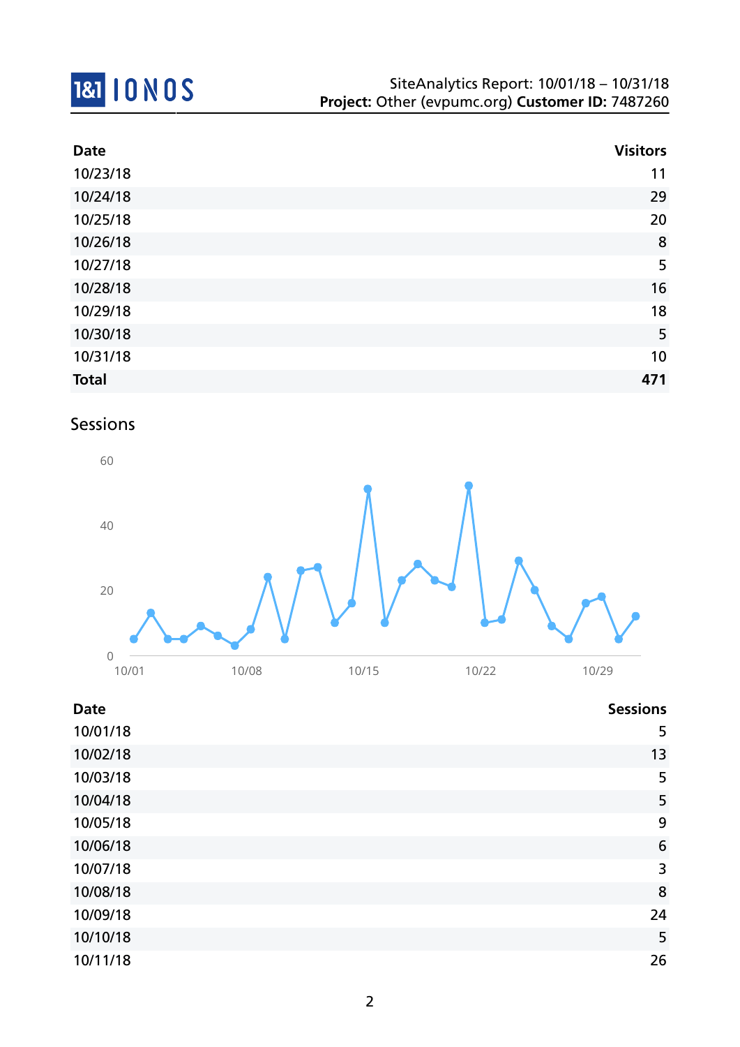| Date | Visitors |
|---|---|
| 10/23/18 | 11 |
| 10/24/18 | 29 |
| 10/25/18 | 20 |
| 10/26/18 | 8 |
| 10/27/18 | 5 |
| 10/28/18 | 16 |
| 10/29/18 | 18 |
| 10/30/18 | 5 |
| 10/31/18 | 10 |
| **Total** | **471** |

## Sessions

| Date | Sessions |
|---|---|
| 10/01/18 | 5 |
| 10/02/18 | 13 |
| 10/03/18 | 5 |
| 10/04/18 | 5 |
| 10/05/18 | 9 |
| 10/06/18 | 6 |
| 10/07/18 | 3 |
| 10/08/18 | 8 |
| 10/09/18 | 24 |
| 10/10/18 | 5 |
| 10/11/18 | 26 |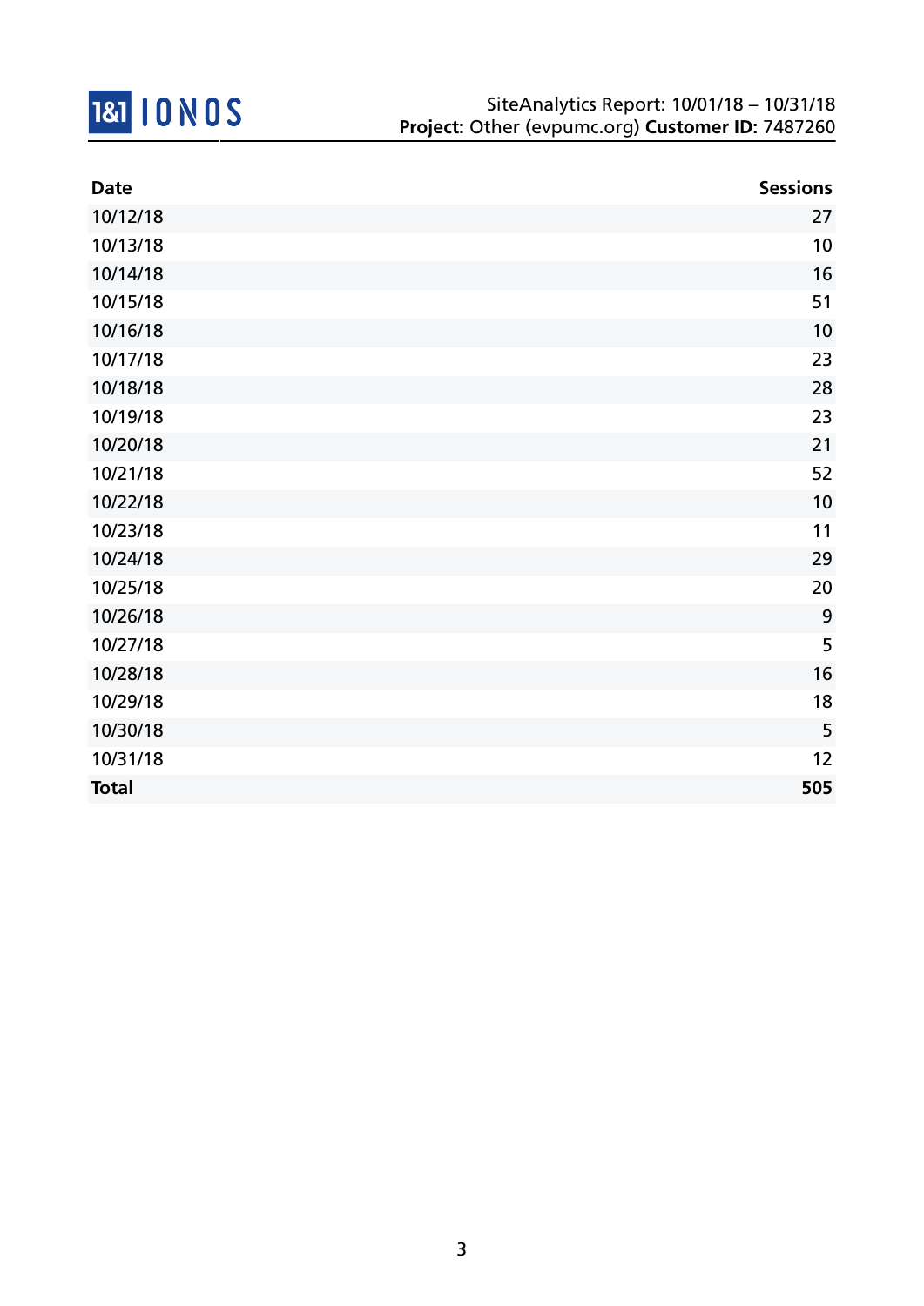SiteAnalytics Report: 10/01/18 – 10/31/18
**Project:** Other (evpumc.org) **Customer ID:** 7487260

| Date | Sessions |
|---|---:|
| 10/12/18 | 27 |
| 10/13/18 | 10 |
| 10/14/18 | 16 |
| 10/15/18 | 51 |
| 10/16/18 | 10 |
| 10/17/18 | 23 |
| 10/18/18 | 28 |
| 10/19/18 | 23 |
| 10/20/18 | 21 |
| 10/21/18 | 52 |
| 10/22/18 | 10 |
| 10/23/18 | 11 |
| 10/24/18 | 29 |
| 10/25/18 | 20 |
| 10/26/18 | 9 |
| 10/27/18 | 5 |
| 10/28/18 | 16 |
| 10/29/18 | 18 |
| 10/30/18 | 5 |
| 10/31/18 | 12 |
| **Total** | **505** |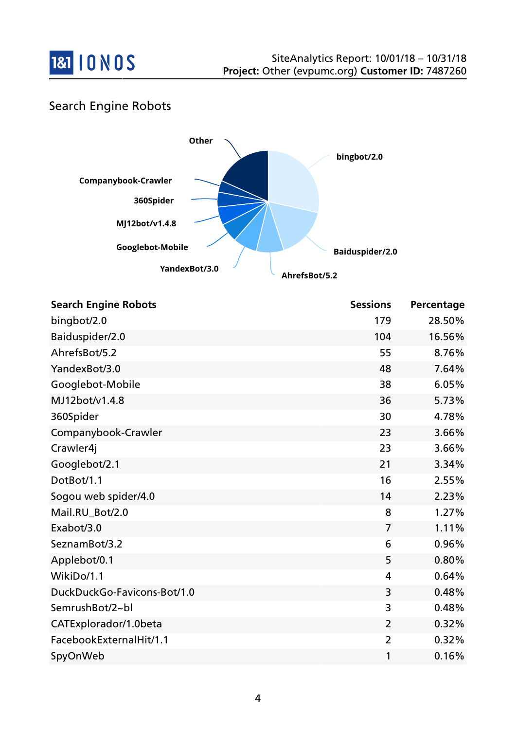## Search Engine Robots

| Search Engine Robots | Sessions | Percentage |
|---|---|---|
| bingbot/2.0 | 179 | 28.50% |
| Baiduspider/2.0 | 104 | 16.56% |
| AhrefsBot/5.2 | 55 | 8.76% |
| YandexBot/3.0 | 48 | 7.64% |
| Googlebot-Mobile | 38 | 6.05% |
| MJ12bot/v1.4.8 | 36 | 5.73% |
| 360Spider | 30 | 4.78% |
| Companybook-Crawler | 23 | 3.66% |
| Crawler4j | 23 | 3.66% |
| Googlebot/2.1 | 21 | 3.34% |
| DotBot/1.1 | 16 | 2.55% |
| Sogou web spider/4.0 | 14 | 2.23% |
| Mail.RU_Bot/2.0 | 8 | 1.27% |
| Exabot/3.0 | 7 | 1.11% |
| SeznamBot/3.2 | 6 | 0.96% |
| Applebot/0.1 | 5 | 0.80% |
| WikiDo/1.1 | 4 | 0.64% |
| DuckDuckGo-Favicons-Bot/1.0 | 3 | 0.48% |
| SemrushBot/2~bl | 3 | 0.48% |
| CATExplorador/1.0beta | 2 | 0.32% |
| FacebookExternalHit/1.1 | 2 | 0.32% |
| SpyOnWeb | 1 | 0.16% |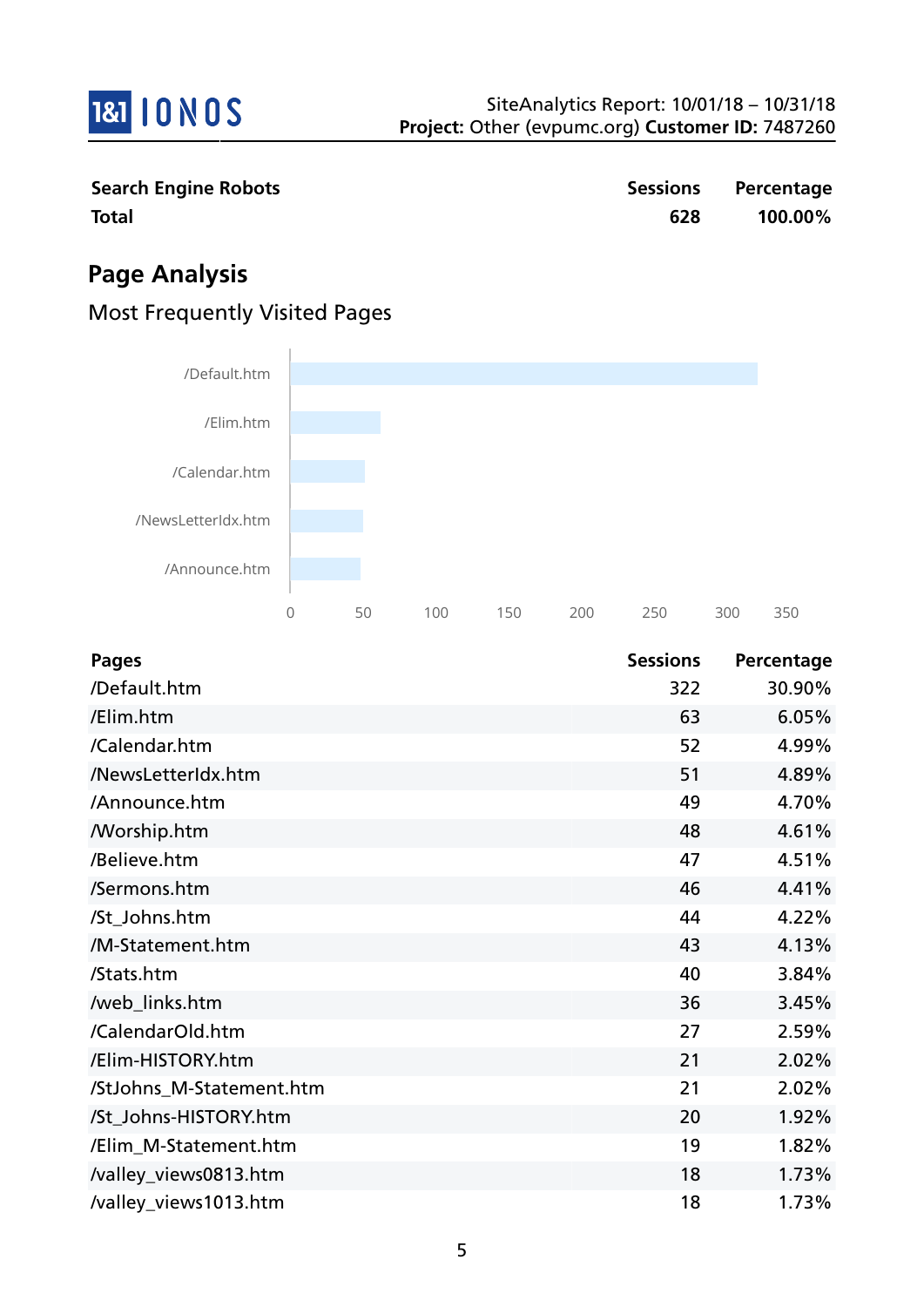| Search Engine Robots | Sessions | Percentage |
|---|---|---|
| **Total** | **628** | **100.00%** |

## Page Analysis

### Most Frequently Visited Pages

| Pages | Sessions | Percentage |
|---|---|---|
| /Default.htm | 322 | 30.90% |
| /Elim.htm | 63 | 6.05% |
| /Calendar.htm | 52 | 4.99% |
| /NewsLetterIdx.htm | 51 | 4.89% |
| /Announce.htm | 49 | 4.70% |
| /Worship.htm | 48 | 4.61% |
| /Believe.htm | 47 | 4.51% |
| /Sermons.htm | 46 | 4.41% |
| /St_Johns.htm | 44 | 4.22% |
| /M-Statement.htm | 43 | 4.13% |
| /Stats.htm | 40 | 3.84% |
| /web_links.htm | 36 | 3.45% |
| /CalendarOld.htm | 27 | 2.59% |
| /Elim-HISTORY.htm | 21 | 2.02% |
| /StJohns_M-Statement.htm | 21 | 2.02% |
| /St_Johns-HISTORY.htm | 20 | 1.92% |
| /Elim_M-Statement.htm | 19 | 1.82% |
| /valley_views0813.htm | 18 | 1.73% |
| /valley_views1013.htm | 18 | 1.73% |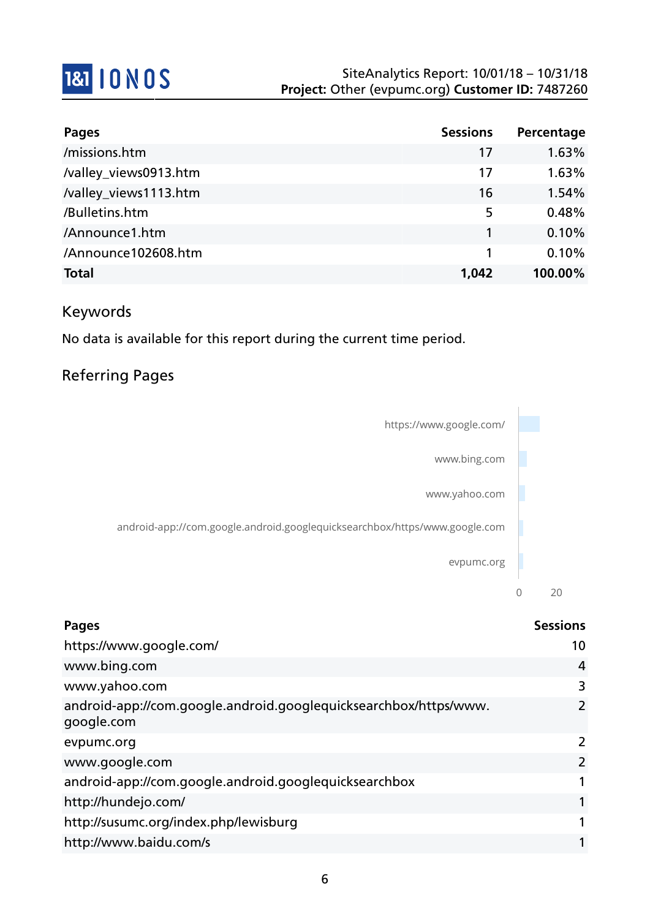| Pages | Sessions | Percentage |
| --- | --- | --- |
| /missions.htm | 17 | 1.63% |
| /valley_views0913.htm | 17 | 1.63% |
| /valley_views1113.htm | 16 | 1.54% |
| /Bulletins.htm | 5 | 0.48% |
| /Announce1.htm | 1 | 0.10% |
| /Announce102608.htm | 1 | 0.10% |
| **Total** | **1,042** | **100.00%** |

## Keywords

No data is available for this report during the current time period.

## Referring Pages

| Pages | Sessions |
| --- | --- |
| https://www.google.com/ | 10 |
| www.bing.com | 4 |
| www.yahoo.com | 3 |
| android-app://com.google.android.googlequicksearchbox/https/www.google.com | 2 |
| evpumc.org | 2 |
| www.google.com | 2 |
| android-app://com.google.android.googlequicksearchbox | 1 |
| http://hundejo.com/ | 1 |
| http://susumc.org/index.php/lewisburg | 1 |
| http://www.baidu.com/s | 1 |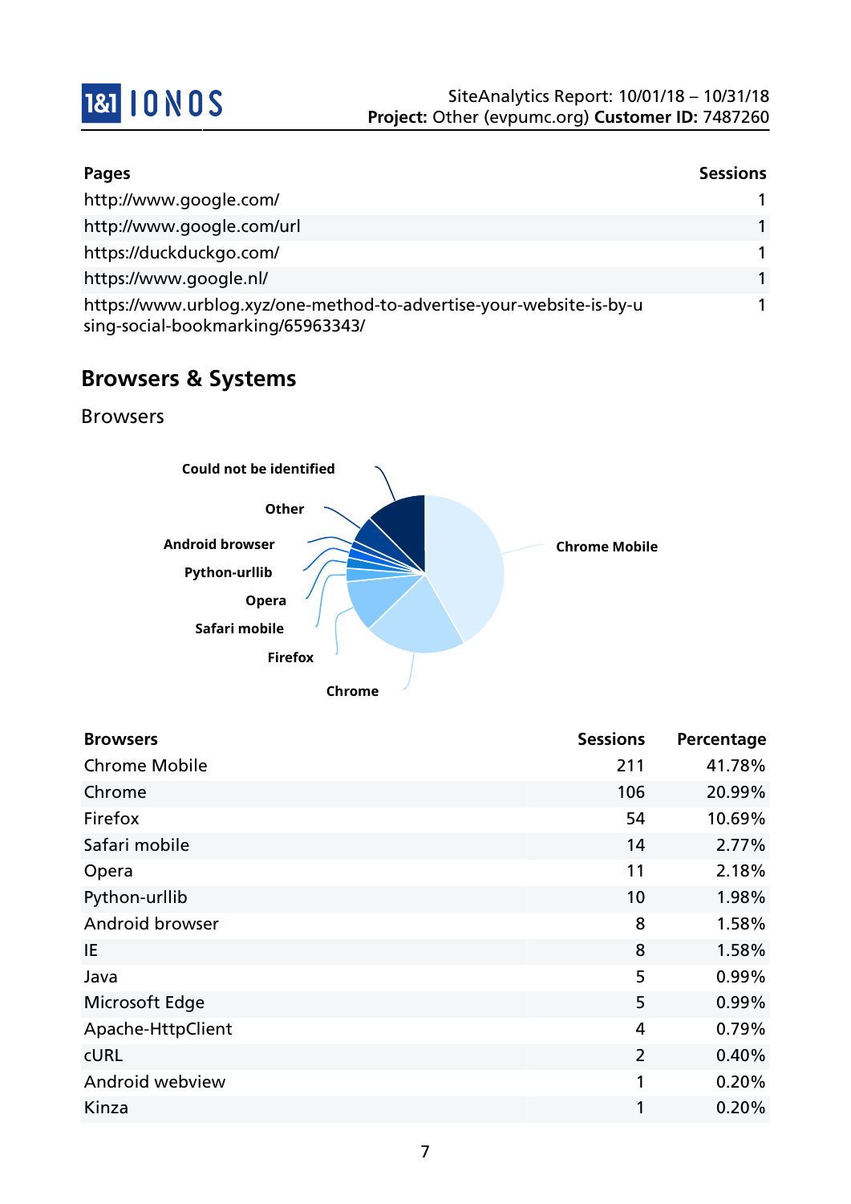| Pages | Sessions |
|---|---|
| http://www.google.com/ | 1 |
| http://www.google.com/url | 1 |
| https://duckduckgo.com/ | 1 |
| https://www.google.nl/ | 1 |
| https://www.urblog.xyz/one-method-to-advertise-your-website-is-by-using-social-bookmarking/65963343/ | 1 |

## Browsers & Systems

### Browsers

| Browsers | Sessions | Percentage |
|---|---|---|
| Chrome Mobile | 211 | 41.78% |
| Chrome | 106 | 20.99% |
| Firefox | 54 | 10.69% |
| Safari mobile | 14 | 2.77% |
| Opera | 11 | 2.18% |
| Python-urllib | 10 | 1.98% |
| Android browser | 8 | 1.58% |
| IE | 8 | 1.58% |
| Java | 5 | 0.99% |
| Microsoft Edge | 5 | 0.99% |
| Apache-HttpClient | 4 | 0.79% |
| cURL | 2 | 0.40% |
| Android webview | 1 | 0.20% |
| Kinza | 1 | 0.20% |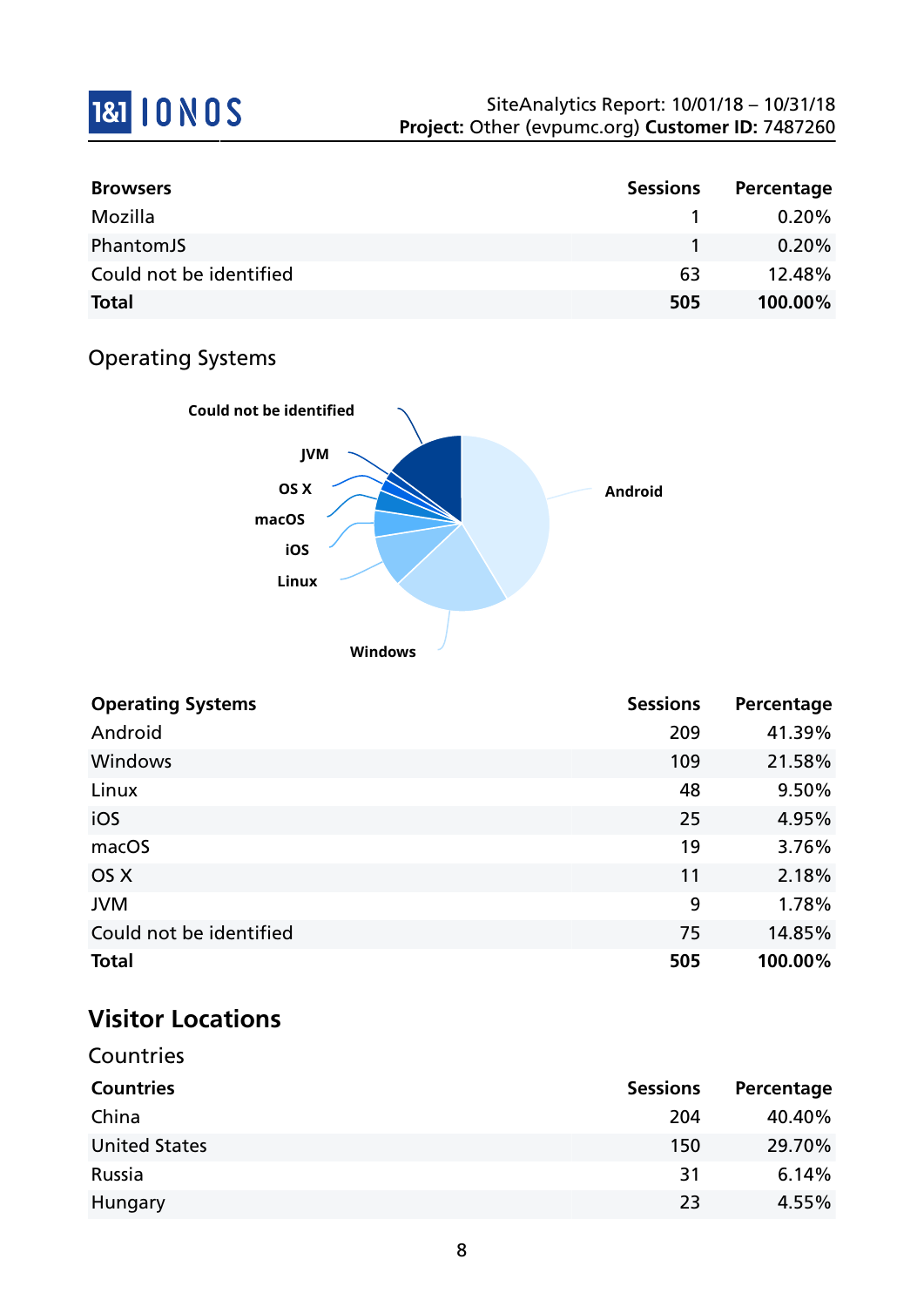| Browsers | Sessions | Percentage |
|---|---|---|
| Mozilla | 1 | 0.20% |
| PhantomJS | 1 | 0.20% |
| Could not be identified | 63 | 12.48% |
| **Total** | **505** | **100.00%** |

## Operating Systems

| Operating Systems | Sessions | Percentage |
|---|---|---|
| Android | 209 | 41.39% |
| Windows | 109 | 21.58% |
| Linux | 48 | 9.50% |
| iOS | 25 | 4.95% |
| macOS | 19 | 3.76% |
| OS X | 11 | 2.18% |
| JVM | 9 | 1.78% |
| Could not be identified | 75 | 14.85% |
| **Total** | **505** | **100.00%** |

# Visitor Locations

## Countries

| Countries | Sessions | Percentage |
|---|---|---|
| China | 204 | 40.40% |
| United States | 150 | 29.70% |
| Russia | 31 | 6.14% |
| Hungary | 23 | 4.55% |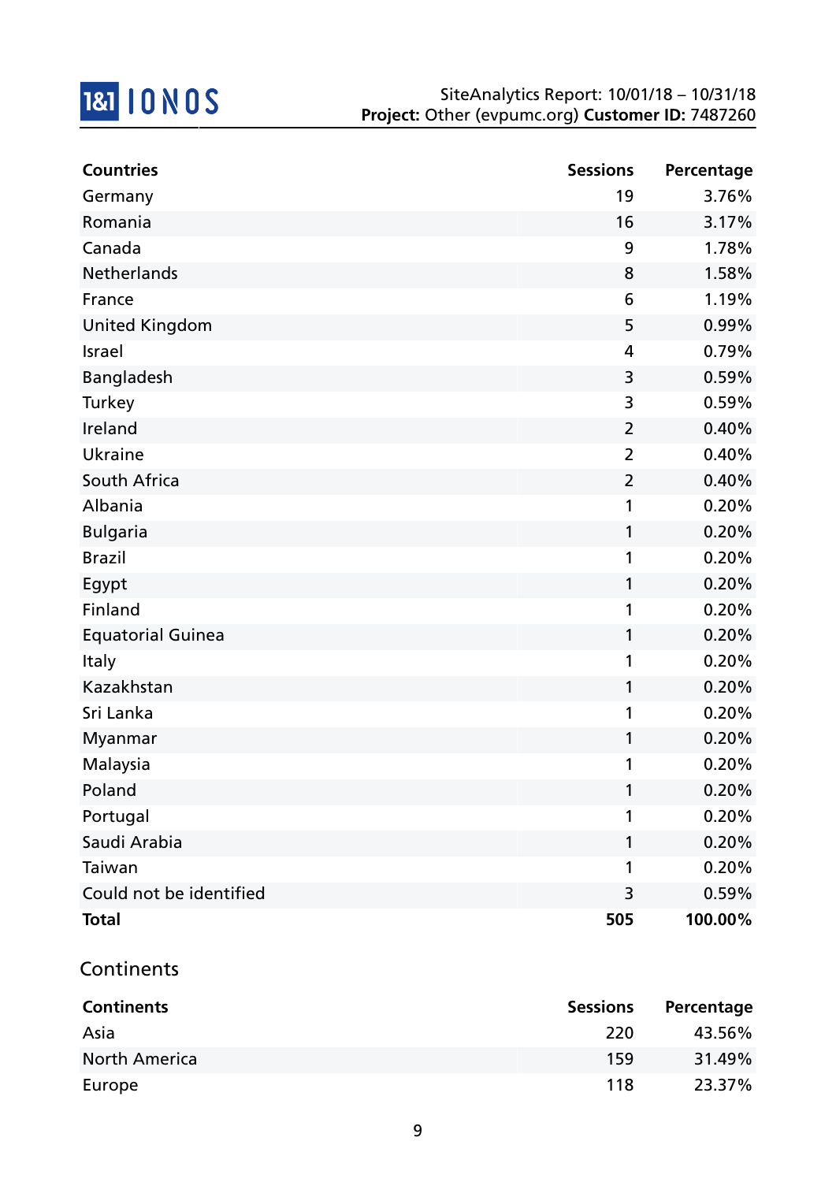| Countries | Sessions | Percentage |
|---|---|---|
| Germany | 19 | 3.76% |
| Romania | 16 | 3.17% |
| Canada | 9 | 1.78% |
| Netherlands | 8 | 1.58% |
| France | 6 | 1.19% |
| United Kingdom | 5 | 0.99% |
| Israel | 4 | 0.79% |
| Bangladesh | 3 | 0.59% |
| Turkey | 3 | 0.59% |
| Ireland | 2 | 0.40% |
| Ukraine | 2 | 0.40% |
| South Africa | 2 | 0.40% |
| Albania | 1 | 0.20% |
| Bulgaria | 1 | 0.20% |
| Brazil | 1 | 0.20% |
| Egypt | 1 | 0.20% |
| Finland | 1 | 0.20% |
| Equatorial Guinea | 1 | 0.20% |
| Italy | 1 | 0.20% |
| Kazakhstan | 1 | 0.20% |
| Sri Lanka | 1 | 0.20% |
| Myanmar | 1 | 0.20% |
| Malaysia | 1 | 0.20% |
| Poland | 1 | 0.20% |
| Portugal | 1 | 0.20% |
| Saudi Arabia | 1 | 0.20% |
| Taiwan | 1 | 0.20% |
| Could not be identified | 3 | 0.59% |
| **Total** | **505** | **100.00%** |

## Continents

| Continents | Sessions | Percentage |
|---|---|---|
| Asia | 220 | 43.56% |
| North America | 159 | 31.49% |
| Europe | 118 | 23.37% |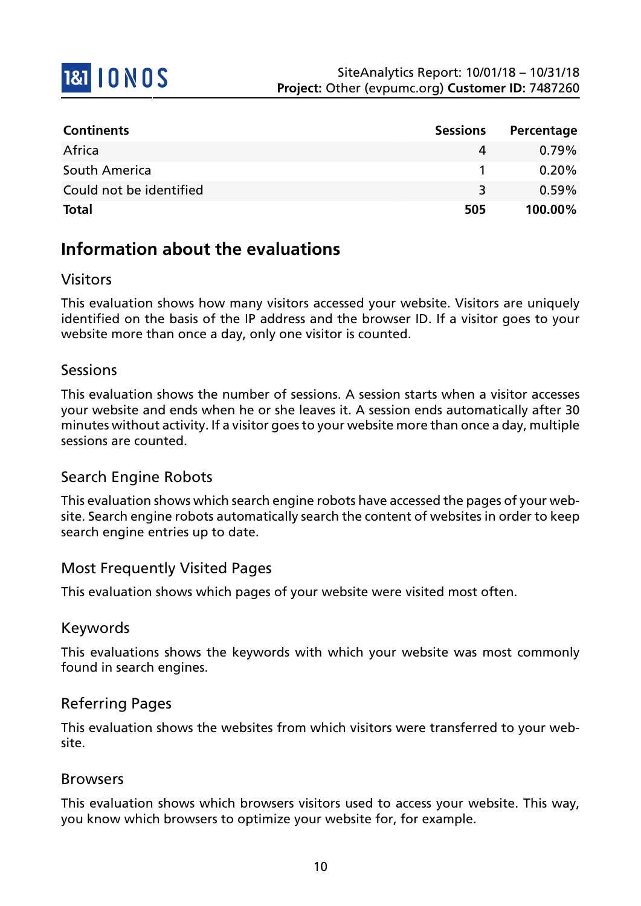| Continents | Sessions | Percentage |
| --- | --- | --- |
| Africa | 4 | 0.79% |
| South America | 1 | 0.20% |
| Could not be identified | 3 | 0.59% |
| **Total** | **505** | **100.00%** |

## Information about the evaluations

### Visitors

This evaluation shows how many visitors accessed your website. Visitors are uniquely identified on the basis of the IP address and the browser ID. If a visitor goes to your website more than once a day, only one visitor is counted.

### Sessions

This evaluation shows the number of sessions. A session starts when a visitor accesses your website and ends when he or she leaves it. A session ends automatically after 30 minutes without activity. If a visitor goes to your website more than once a day, multiple sessions are counted.

### Search Engine Robots

This evaluation shows which search engine robots have accessed the pages of your website. Search engine robots automatically search the content of websites in order to keep search engine entries up to date.

### Most Frequently Visited Pages

This evaluation shows which pages of your website were visited most often.

### Keywords

This evaluations shows the keywords with which your website was most commonly found in search engines.

### Referring Pages

This evaluation shows the websites from which visitors were transferred to your website.

### Browsers

This evaluation shows which browsers visitors used to access your website. This way, you know which browsers to optimize your website for, for example.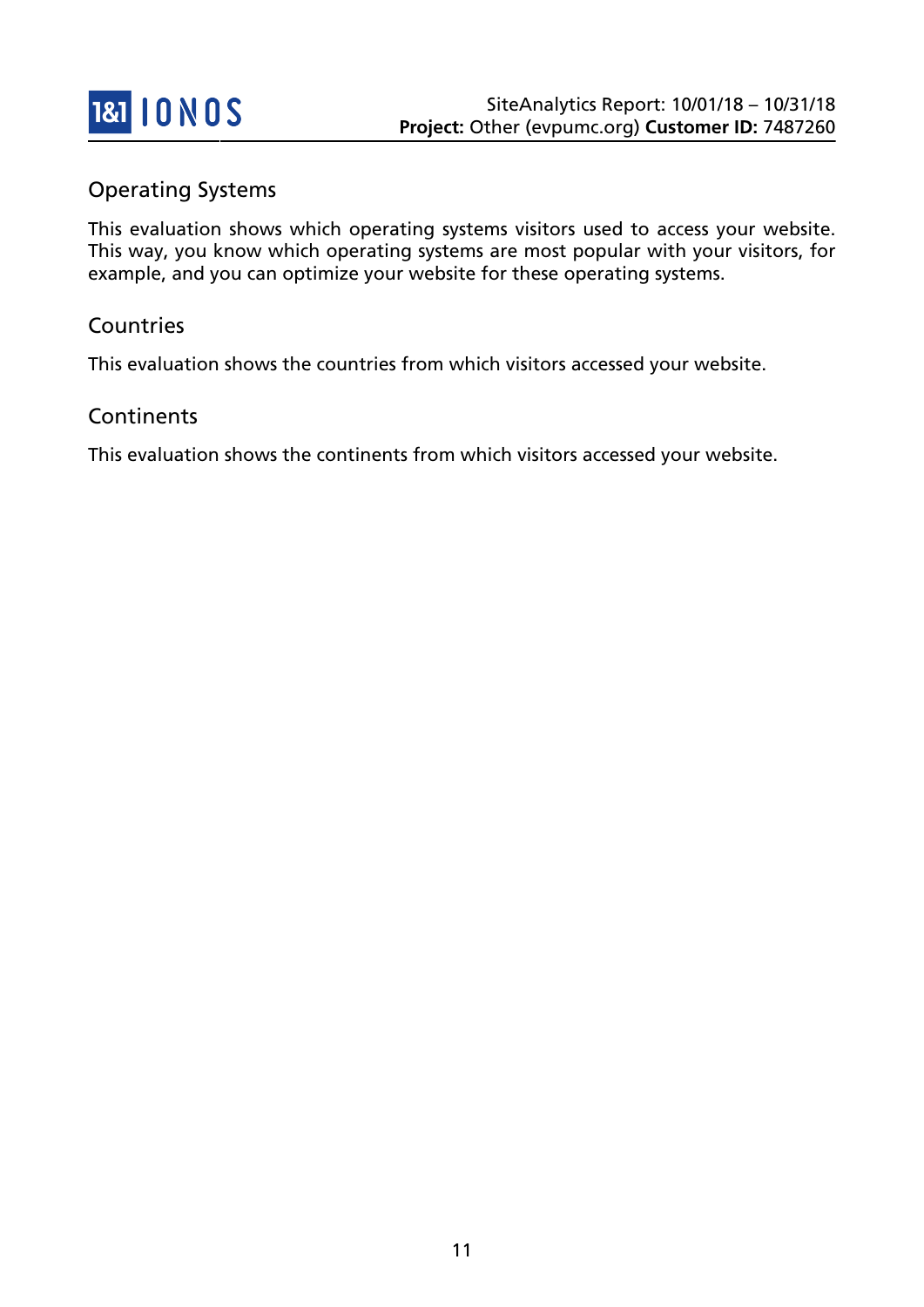## Operating Systems

This evaluation shows which operating systems visitors used to access your website. This way, you know which operating systems are most popular with your visitors, for example, and you can optimize your website for these operating systems.

## Countries

This evaluation shows the countries from which visitors accessed your website.

## Continents

This evaluation shows the continents from which visitors accessed your website.